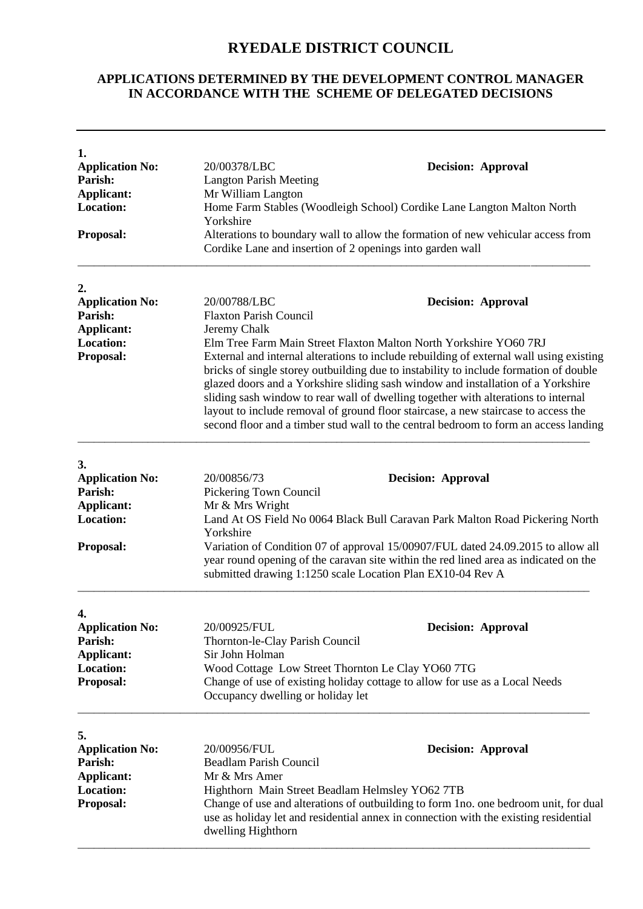# RYEDALE DISTRICT COUNCIL

## APPLICATIONS DETERMINED BY THE DEVELOPMENT CONTROL MANAGER IN ACCORDANCE WITH THE SCHEME OF DELEGATED DECISIONS

---

**1.**

**Application No:** 20/00378/LBC **Decision: Approval**
**Parish:** Langton Parish Meeting
**Applicant:** Mr William Langton
**Location:** Home Farm Stables (Woodleigh School) Cordike Lane Langton Malton North Yorkshire
**Proposal:** Alterations to boundary wall to allow the formation of new vehicular access from Cordike Lane and insertion of 2 openings into garden wall

---

**2.**

**Application No:** 20/00788/LBC **Decision: Approval**
**Parish:** Flaxton Parish Council
**Applicant:** Jeremy Chalk
**Location:** Elm Tree Farm Main Street Flaxton Malton North Yorkshire YO60 7RJ
**Proposal:** External and internal alterations to include rebuilding of external wall using existing bricks of single storey outbuilding due to instability to include formation of double glazed doors and a Yorkshire sliding sash window and installation of a Yorkshire sliding sash window to rear wall of dwelling together with alterations to internal layout to include removal of ground floor staircase, a new staircase to access the second floor and a timber stud wall to the central bedroom to form an access landing

---

**3.**

**Application No:** 20/00856/73 **Decision: Approval**
**Parish:** Pickering Town Council
**Applicant:** Mr & Mrs Wright
**Location:** Land At OS Field No 0064 Black Bull Caravan Park Malton Road Pickering North Yorkshire
**Proposal:** Variation of Condition 07 of approval 15/00907/FUL dated 24.09.2015 to allow all year round opening of the caravan site within the red lined area as indicated on the submitted drawing 1:1250 scale Location Plan EX10-04 Rev A

---

**4.**

**Application No:** 20/00925/FUL **Decision: Approval**
**Parish:** Thornton-le-Clay Parish Council
**Applicant:** Sir John Holman
**Location:** Wood Cottage Low Street Thornton Le Clay YO60 7TG
**Proposal:** Change of use of existing holiday cottage to allow for use as a Local Needs Occupancy dwelling or holiday let

---

**5.**

**Application No:** 20/00956/FUL **Decision: Approval**
**Parish:** Beadlam Parish Council
**Applicant:** Mr & Mrs Amer
**Location:** Highthorn Main Street Beadlam Helmsley YO62 7TB
**Proposal:** Change of use and alterations of outbuilding to form 1no. one bedroom unit, for dual use as holiday let and residential annex in connection with the existing residential dwelling Highthorn

---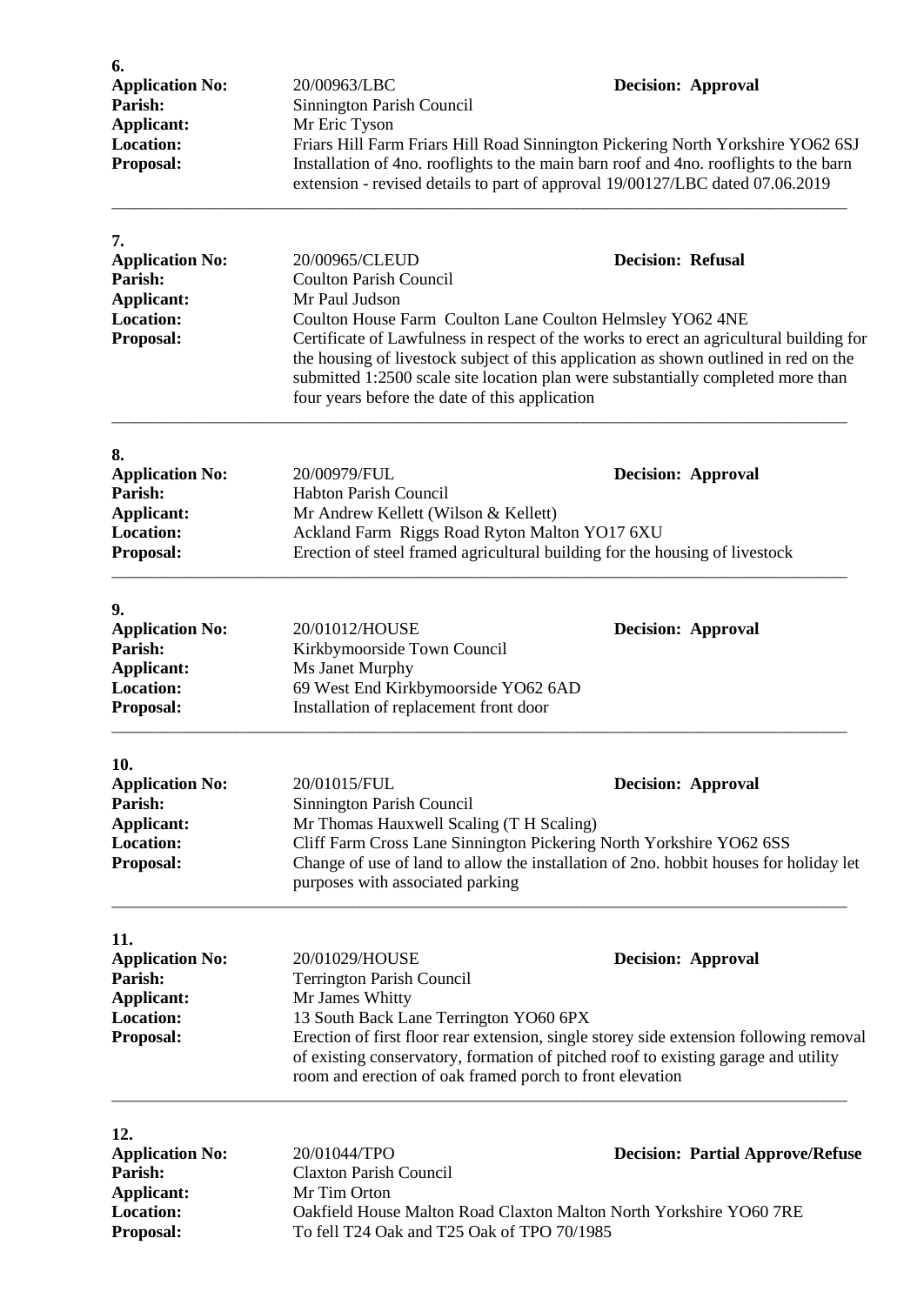**6.**

**Application No:** 20/00963/LBC **Decision: Approval**
**Parish:** Sinnington Parish Council
**Applicant:** Mr Eric Tyson
**Location:** Friars Hill Farm Friars Hill Road Sinnington Pickering North Yorkshire YO62 6SJ
**Proposal:** Installation of 4no. rooflights to the main barn roof and 4no. rooflights to the barn extension - revised details to part of approval 19/00127/LBC dated 07.06.2019

---

**7.**

**Application No:** 20/00965/CLEUD **Decision: Refusal**
**Parish:** Coulton Parish Council
**Applicant:** Mr Paul Judson
**Location:** Coulton House Farm Coulton Lane Coulton Helmsley YO62 4NE
**Proposal:** Certificate of Lawfulness in respect of the works to erect an agricultural building for the housing of livestock subject of this application as shown outlined in red on the submitted 1:2500 scale site location plan were substantially completed more than four years before the date of this application

---

**8.**

**Application No:** 20/00979/FUL **Decision: Approval**
**Parish:** Habton Parish Council
**Applicant:** Mr Andrew Kellett (Wilson & Kellett)
**Location:** Ackland Farm Riggs Road Ryton Malton YO17 6XU
**Proposal:** Erection of steel framed agricultural building for the housing of livestock

---

**9.**

**Application No:** 20/01012/HOUSE **Decision: Approval**
**Parish:** Kirkbymoorside Town Council
**Applicant:** Ms Janet Murphy
**Location:** 69 West End Kirkbymoorside YO62 6AD
**Proposal:** Installation of replacement front door

---

**10.**

**Application No:** 20/01015/FUL **Decision: Approval**
**Parish:** Sinnington Parish Council
**Applicant:** Mr Thomas Hauxwell Scaling (T H Scaling)
**Location:** Cliff Farm Cross Lane Sinnington Pickering North Yorkshire YO62 6SS
**Proposal:** Change of use of land to allow the installation of 2no. hobbit houses for holiday let purposes with associated parking

---

**11.**

**Application No:** 20/01029/HOUSE **Decision: Approval**
**Parish:** Terrington Parish Council
**Applicant:** Mr James Whitty
**Location:** 13 South Back Lane Terrington YO60 6PX
**Proposal:** Erection of first floor rear extension, single storey side extension following removal of existing conservatory, formation of pitched roof to existing garage and utility room and erection of oak framed porch to front elevation

---

**12.**

**Application No:** 20/01044/TPO **Decision: Partial Approve/Refuse**
**Parish:** Claxton Parish Council
**Applicant:** Mr Tim Orton
**Location:** Oakfield House Malton Road Claxton Malton North Yorkshire YO60 7RE
**Proposal:** To fell T24 Oak and T25 Oak of TPO 70/1985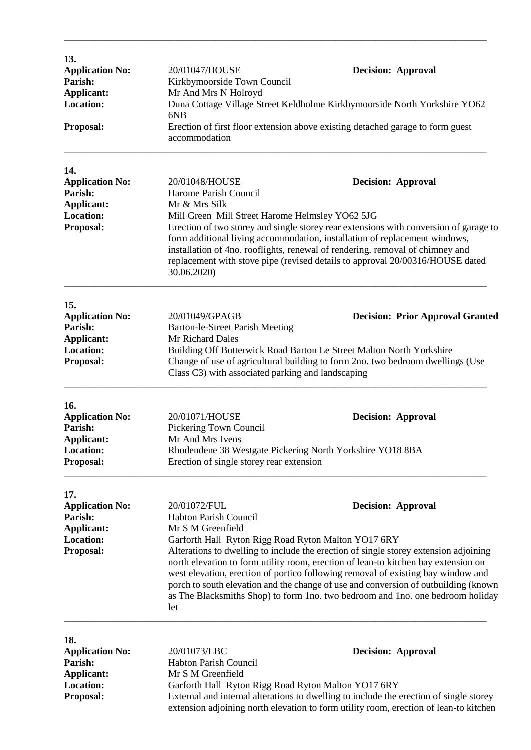**13.**

**Application No:** 20/01047/HOUSE **Decision: Approval**
**Parish:** Kirkbymoorside Town Council
**Applicant:** Mr And Mrs N Holroyd
**Location:** Duna Cottage Village Street Keldholme Kirkbymoorside North Yorkshire YO62 6NB
**Proposal:** Erection of first floor extension above existing detached garage to form guest accommodation

---

**14.**

**Application No:** 20/01048/HOUSE **Decision: Approval**
**Parish:** Harome Parish Council
**Applicant:** Mr & Mrs Silk
**Location:** Mill Green Mill Street Harome Helmsley YO62 5JG
**Proposal:** Erection of two storey and single storey rear extensions with conversion of garage to form additional living accommodation, installation of replacement windows, installation of 4no. rooflights, renewal of rendering. removal of chimney and replacement with stove pipe (revised details to approval 20/00316/HOUSE dated 30.06.2020)

---

**15.**

**Application No:** 20/01049/GPAGB **Decision: Prior Approval Granted**
**Parish:** Barton-le-Street Parish Meeting
**Applicant:** Mr Richard Dales
**Location:** Building Off Butterwick Road Barton Le Street Malton North Yorkshire
**Proposal:** Change of use of agricultural building to form 2no. two bedroom dwellings (Use Class C3) with associated parking and landscaping

---

**16.**

**Application No:** 20/01071/HOUSE **Decision: Approval**
**Parish:** Pickering Town Council
**Applicant:** Mr And Mrs Ivens
**Location:** Rhodendene 38 Westgate Pickering North Yorkshire YO18 8BA
**Proposal:** Erection of single storey rear extension

---

**17.**

**Application No:** 20/01072/FUL **Decision: Approval**
**Parish:** Habton Parish Council
**Applicant:** Mr S M Greenfield
**Location:** Garforth Hall Ryton Rigg Road Ryton Malton YO17 6RY
**Proposal:** Alterations to dwelling to include the erection of single storey extension adjoining north elevation to form utility room, erection of lean-to kitchen bay extension on west elevation, erection of portico following removal of existing bay window and porch to south elevation and the change of use and conversion of outbuilding (known as The Blacksmiths Shop) to form 1no. two bedroom and 1no. one bedroom holiday let

---

**18.**

**Application No:** 20/01073/LBC **Decision: Approval**
**Parish:** Habton Parish Council
**Applicant:** Mr S M Greenfield
**Location:** Garforth Hall Ryton Rigg Road Ryton Malton YO17 6RY
**Proposal:** External and internal alterations to dwelling to include the erection of single storey extension adjoining north elevation to form utility room, erection of lean-to kitchen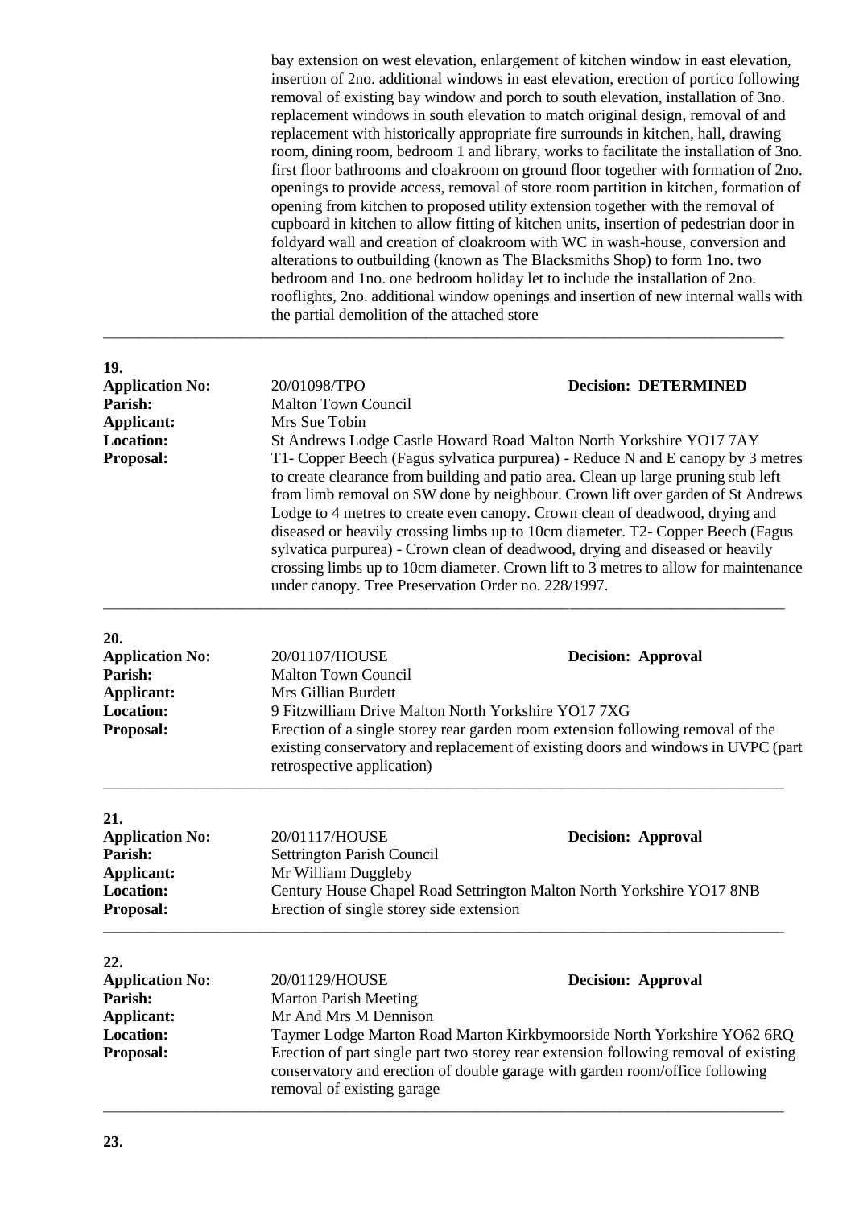bay extension on west elevation, enlargement of kitchen window in east elevation, insertion of 2no. additional windows in east elevation, erection of portico following removal of existing bay window and porch to south elevation, installation of 3no. replacement windows in south elevation to match original design, removal of and replacement with historically appropriate fire surrounds in kitchen, hall, drawing room, dining room, bedroom 1 and library, works to facilitate the installation of 3no. first floor bathrooms and cloakroom on ground floor together with formation of 2no. openings to provide access, removal of store room partition in kitchen, formation of opening from kitchen to proposed utility extension together with the removal of cupboard in kitchen to allow fitting of kitchen units, insertion of pedestrian door in foldyard wall and creation of cloakroom with WC in wash-house, conversion and alterations to outbuilding (known as The Blacksmiths Shop) to form 1no. two bedroom and 1no. one bedroom holiday let to include the installation of 2no. rooflights, 2no. additional window openings and insertion of new internal walls with the partial demolition of the attached store

---

**19.**

**Application No:** 20/01098/TPO **Decision: DETERMINED**
**Parish:** Malton Town Council
**Applicant:** Mrs Sue Tobin
**Location:** St Andrews Lodge Castle Howard Road Malton North Yorkshire YO17 7AY
**Proposal:** T1- Copper Beech (Fagus sylvatica purpurea) - Reduce N and E canopy by 3 metres to create clearance from building and patio area. Clean up large pruning stub left from limb removal on SW done by neighbour. Crown lift over garden of St Andrews Lodge to 4 metres to create even canopy. Crown clean of deadwood, drying and diseased or heavily crossing limbs up to 10cm diameter. T2- Copper Beech (Fagus sylvatica purpurea) - Crown clean of deadwood, drying and diseased or heavily crossing limbs up to 10cm diameter. Crown lift to 3 metres to allow for maintenance under canopy. Tree Preservation Order no. 228/1997.

---

**20.**

**Application No:** 20/01107/HOUSE **Decision: Approval**
**Parish:** Malton Town Council
**Applicant:** Mrs Gillian Burdett
**Location:** 9 Fitzwilliam Drive Malton North Yorkshire YO17 7XG
**Proposal:** Erection of a single storey rear garden room extension following removal of the existing conservatory and replacement of existing doors and windows in UVPC (part retrospective application)

---

**21.**

**Application No:** 20/01117/HOUSE **Decision: Approval**
**Parish:** Settrington Parish Council
**Applicant:** Mr William Duggleby
**Location:** Century House Chapel Road Settrington Malton North Yorkshire YO17 8NB
**Proposal:** Erection of single storey side extension

---

**22.**

**Application No:** 20/01129/HOUSE **Decision: Approval**
**Parish:** Marton Parish Meeting
**Applicant:** Mr And Mrs M Dennison
**Location:** Taymer Lodge Marton Road Marton Kirkbymoorside North Yorkshire YO62 6RQ
**Proposal:** Erection of part single part two storey rear extension following removal of existing conservatory and erection of double garage with garden room/office following removal of existing garage

---

**23.**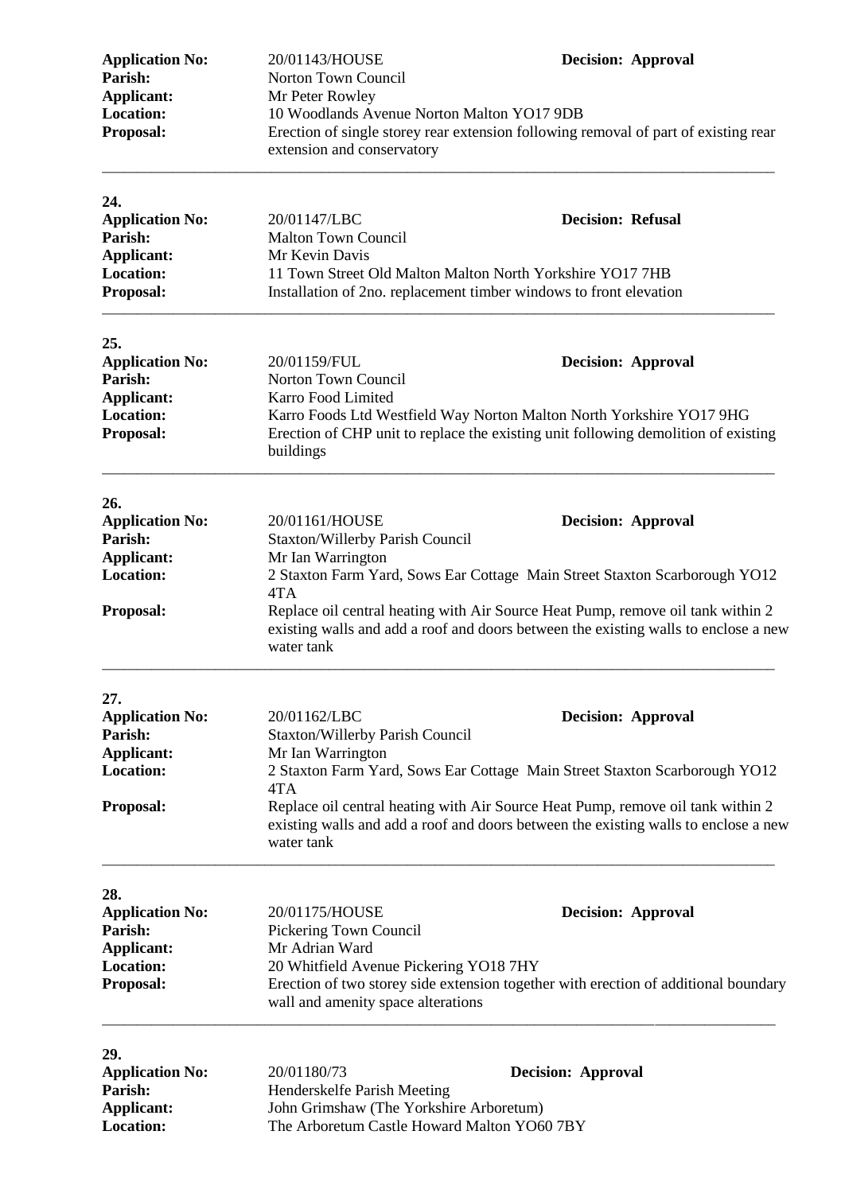**Application No:** 20/01143/HOUSE **Decision: Approval**
**Parish:** Norton Town Council
**Applicant:** Mr Peter Rowley
**Location:** 10 Woodlands Avenue Norton Malton YO17 9DB
**Proposal:** Erection of single storey rear extension following removal of part of existing rear extension and conservatory

---

**24.**
**Application No:** 20/01147/LBC **Decision: Refusal**
**Parish:** Malton Town Council
**Applicant:** Mr Kevin Davis
**Location:** 11 Town Street Old Malton Malton North Yorkshire YO17 7HB
**Proposal:** Installation of 2no. replacement timber windows to front elevation

---

**25.**
**Application No:** 20/01159/FUL **Decision: Approval**
**Parish:** Norton Town Council
**Applicant:** Karro Food Limited
**Location:** Karro Foods Ltd Westfield Way Norton Malton North Yorkshire YO17 9HG
**Proposal:** Erection of CHP unit to replace the existing unit following demolition of existing buildings

---

**26.**
**Application No:** 20/01161/HOUSE **Decision: Approval**
**Parish:** Staxton/Willerby Parish Council
**Applicant:** Mr Ian Warrington
**Location:** 2 Staxton Farm Yard, Sows Ear Cottage Main Street Staxton Scarborough YO12 4TA
**Proposal:** Replace oil central heating with Air Source Heat Pump, remove oil tank within 2 existing walls and add a roof and doors between the existing walls to enclose a new water tank

---

**27.**
**Application No:** 20/01162/LBC **Decision: Approval**
**Parish:** Staxton/Willerby Parish Council
**Applicant:** Mr Ian Warrington
**Location:** 2 Staxton Farm Yard, Sows Ear Cottage Main Street Staxton Scarborough YO12 4TA
**Proposal:** Replace oil central heating with Air Source Heat Pump, remove oil tank within 2 existing walls and add a roof and doors between the existing walls to enclose a new water tank

---

**28.**
**Application No:** 20/01175/HOUSE **Decision: Approval**
**Parish:** Pickering Town Council
**Applicant:** Mr Adrian Ward
**Location:** 20 Whitfield Avenue Pickering YO18 7HY
**Proposal:** Erection of two storey side extension together with erection of additional boundary wall and amenity space alterations

---

**29.**
**Application No:** 20/01180/73 **Decision: Approval**
**Parish:** Henderskelfe Parish Meeting
**Applicant:** John Grimshaw (The Yorkshire Arboretum)
**Location:** The Arboretum Castle Howard Malton YO60 7BY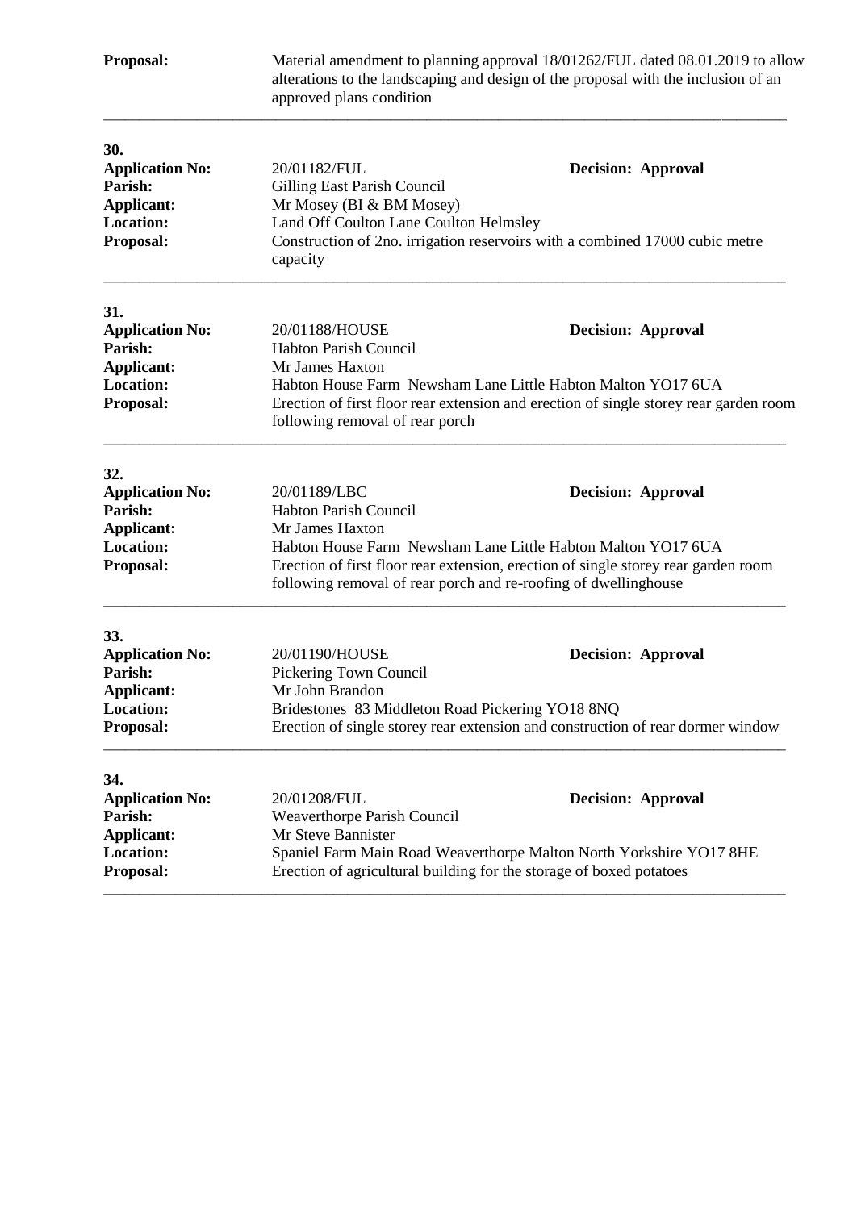**Proposal:** Material amendment to planning approval 18/01262/FUL dated 08.01.2019 to allow alterations to the landscaping and design of the proposal with the inclusion of an approved plans condition

---

**30.**

**Application No:** 20/01182/FUL **Decision: Approval**
**Parish:** Gilling East Parish Council
**Applicant:** Mr Mosey (BI & BM Mosey)
**Location:** Land Off Coulton Lane Coulton Helmsley
**Proposal:** Construction of 2no. irrigation reservoirs with a combined 17000 cubic metre capacity

---

**31.**

**Application No:** 20/01188/HOUSE **Decision: Approval**
**Parish:** Habton Parish Council
**Applicant:** Mr James Haxton
**Location:** Habton House Farm Newsham Lane Little Habton Malton YO17 6UA
**Proposal:** Erection of first floor rear extension and erection of single storey rear garden room following removal of rear porch

---

**32.**

**Application No:** 20/01189/LBC **Decision: Approval**
**Parish:** Habton Parish Council
**Applicant:** Mr James Haxton
**Location:** Habton House Farm Newsham Lane Little Habton Malton YO17 6UA
**Proposal:** Erection of first floor rear extension, erection of single storey rear garden room following removal of rear porch and re-roofing of dwellinghouse

---

**33.**

**Application No:** 20/01190/HOUSE **Decision: Approval**
**Parish:** Pickering Town Council
**Applicant:** Mr John Brandon
**Location:** Bridestones 83 Middleton Road Pickering YO18 8NQ
**Proposal:** Erection of single storey rear extension and construction of rear dormer window

---

**34.**

**Application No:** 20/01208/FUL **Decision: Approval**
**Parish:** Weaverthorpe Parish Council
**Applicant:** Mr Steve Bannister
**Location:** Spaniel Farm Main Road Weaverthorpe Malton North Yorkshire YO17 8HE
**Proposal:** Erection of agricultural building for the storage of boxed potatoes

---